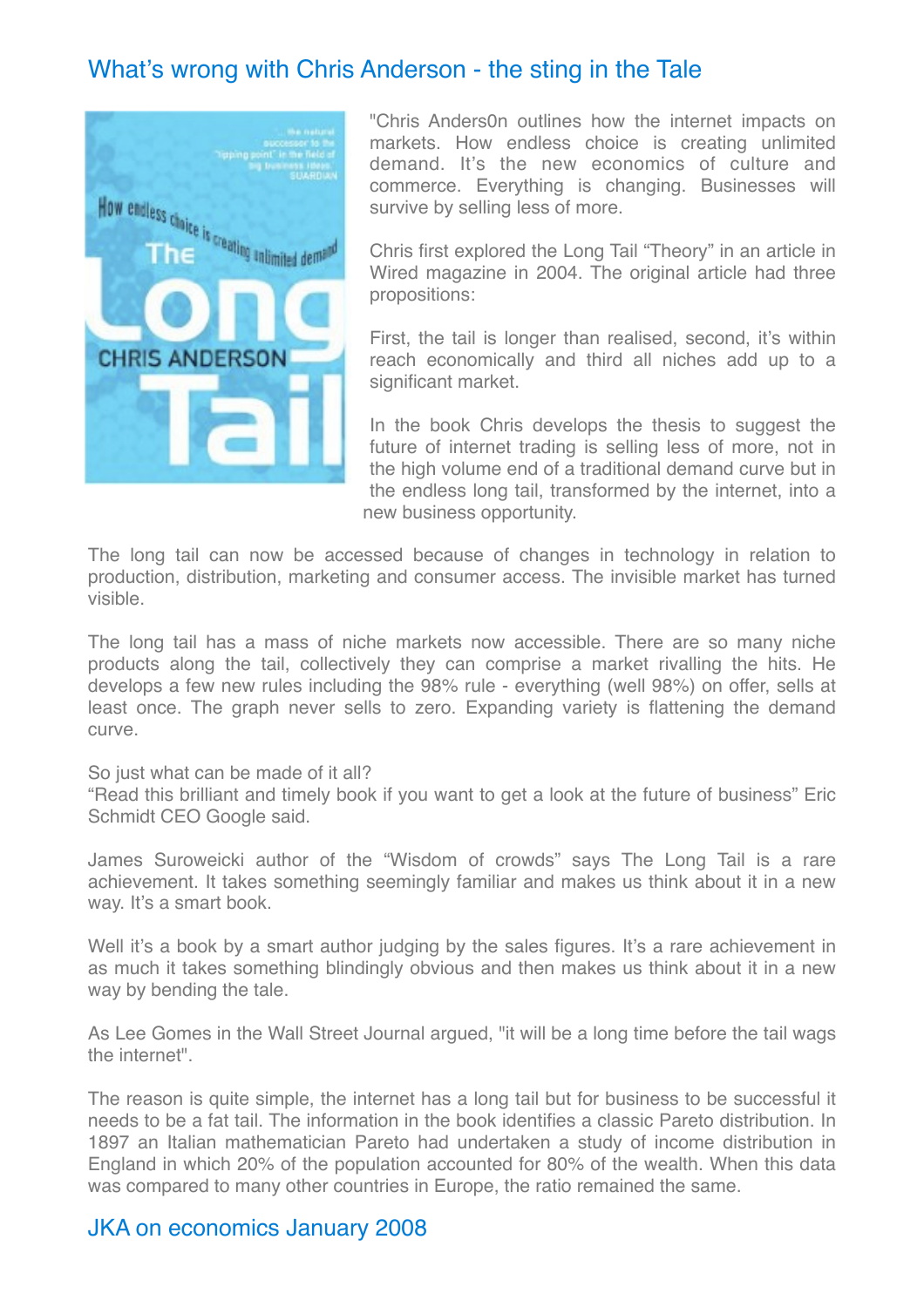# What's wrong with Chris Anderson - the sting in the Tale

"Chris Anders0n outlines how the internet impacts on markets. How endless choice is creating unlimited demand. It's the new economics of culture and commerce. Everything is changing. Businesses will survive by selling less of more.

Chris first explored the Long Tail "Theory" in an article in Wired magazine in 2004. The original article had three propositions:

First, the tail is longer than realised, second, it's within reach economically and third all niches add up to a significant market.

In the book Chris develops the thesis to suggest the future of internet trading is selling less of more, not in the high volume end of a traditional demand curve but in the endless long tail, transformed by the internet, into a new business opportunity.

The long tail can now be accessed because of changes in technology in relation to production, distribution, marketing and consumer access. The invisible market has turned visible.

The long tail has a mass of niche markets now accessible. There are so many niche products along the tail, collectively they can comprise a market rivalling the hits. He develops a few new rules including the 98% rule - everything (well 98%) on offer, sells at least once. The graph never sells to zero. Expanding variety is flattening the demand curve.

So just what can be made of it all?
"Read this brilliant and timely book if you want to get a look at the future of business" Eric Schmidt CEO Google said.

James Suroweicki author of the "Wisdom of crowds" says The Long Tail is a rare achievement. It takes something seemingly familiar and makes us think about it in a new way. It's a smart book.

Well it's a book by a smart author judging by the sales figures. It's a rare achievement in as much it takes something blindingly obvious and then makes us think about it in a new way by bending the tale.

As Lee Gomes in the Wall Street Journal argued, "it will be a long time before the tail wags the internet".

The reason is quite simple, the internet has a long tail but for business to be successful it needs to be a fat tail. The information in the book identifies a classic Pareto distribution. In 1897 an Italian mathematician Pareto had undertaken a study of income distribution in England in which 20% of the population accounted for 80% of the wealth. When this data was compared to many other countries in Europe, the ratio remained the same.

## JKA on economics January 2008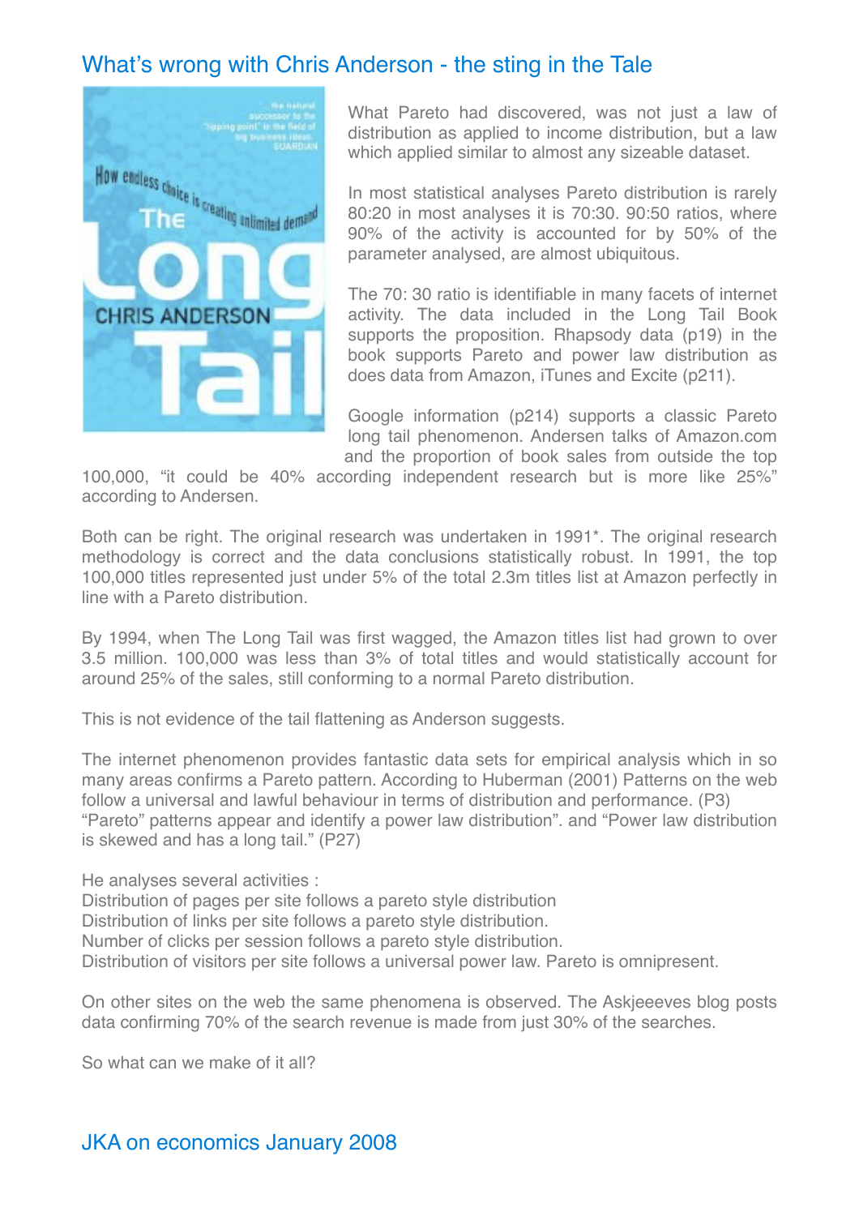## What's wrong with Chris Anderson - the sting in the Tale

What Pareto had discovered, was not just a law of distribution as applied to income distribution, but a law which applied similar to almost any sizeable dataset.

In most statistical analyses Pareto distribution is rarely 80:20 in most analyses it is 70:30. 90:50 ratios, where 90% of the activity is accounted for by 50% of the parameter analysed, are almost ubiquitous.

The 70: 30 ratio is identifiable in many facets of internet activity. The data included in the Long Tail Book supports the proposition. Rhapsody data (p19) in the book supports Pareto and power law distribution as does data from Amazon, iTunes and Excite (p211).

Google information (p214) supports a classic Pareto long tail phenomenon. Andersen talks of Amazon.com and the proportion of book sales from outside the top 100,000, "it could be 40% according independent research but is more like 25%" according to Andersen.

Both can be right. The original research was undertaken in 1991*. The original research methodology is correct and the data conclusions statistically robust. In 1991, the top 100,000 titles represented just under 5% of the total 2.3m titles list at Amazon perfectly in line with a Pareto distribution.

By 1994, when The Long Tail was first wagged, the Amazon titles list had grown to over 3.5 million. 100,000 was less than 3% of total titles and would statistically account for around 25% of the sales, still conforming to a normal Pareto distribution.

This is not evidence of the tail flattening as Anderson suggests.

The internet phenomenon provides fantastic data sets for empirical analysis which in so many areas confirms a Pareto pattern. According to Huberman (2001) Patterns on the web follow a universal and lawful behaviour in terms of distribution and performance. (P3) "Pareto" patterns appear and identify a power law distribution". and "Power law distribution is skewed and has a long tail." (P27)

He analyses several activities :
Distribution of pages per site follows a pareto style distribution
Distribution of links per site follows a pareto style distribution.
Number of clicks per session follows a pareto style distribution.
Distribution of visitors per site follows a universal power law. Pareto is omnipresent.

On other sites on the web the same phenomena is observed. The Askjeeeves blog posts data confirming 70% of the search revenue is made from just 30% of the searches.

So what can we make of it all?

JKA on economics January 2008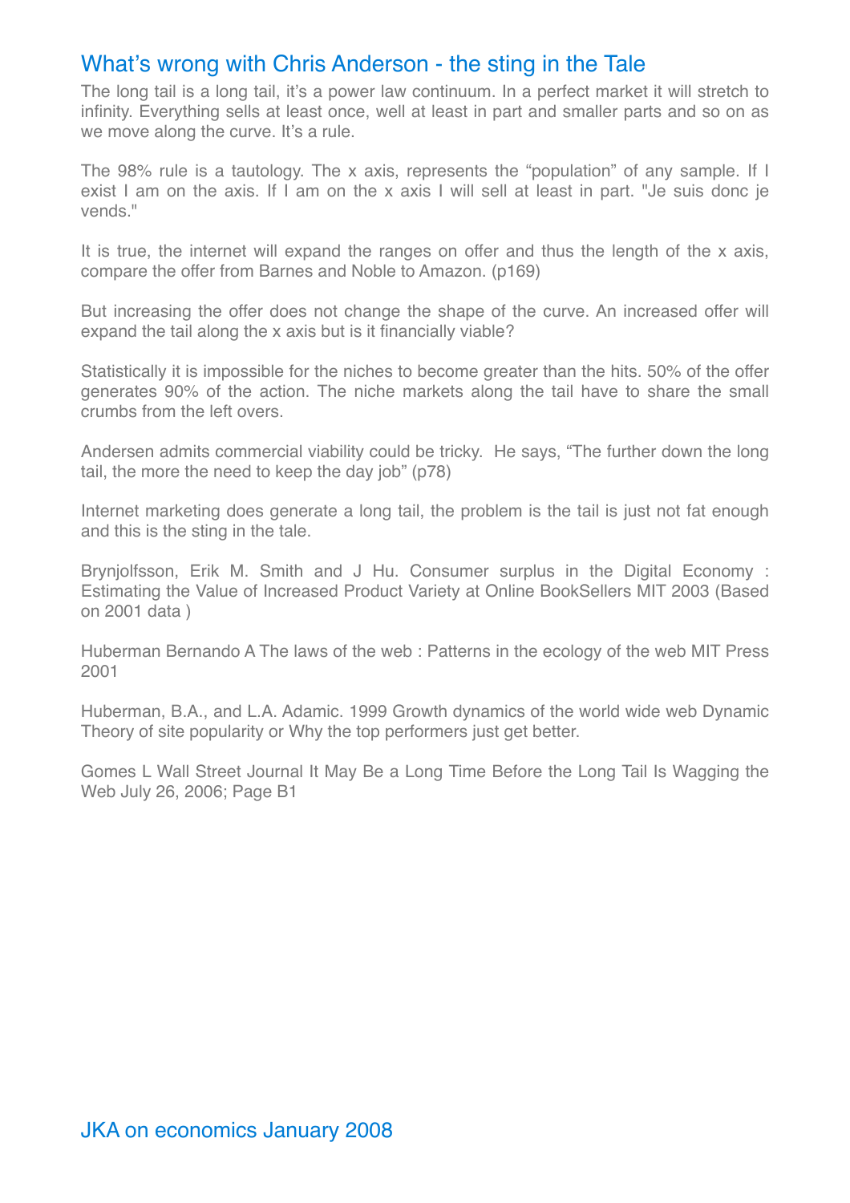## What's wrong with Chris Anderson - the sting in the Tale

The long tail is a long tail, it's a power law continuum. In a perfect market it will stretch to infinity. Everything sells at least once, well at least in part and smaller parts and so on as we move along the curve. It's a rule.

The 98% rule is a tautology. The x axis, represents the "population" of any sample. If I exist I am on the axis. If I am on the x axis I will sell at least in part. "Je suis donc je vends."

It is true, the internet will expand the ranges on offer and thus the length of the x axis, compare the offer from Barnes and Noble to Amazon. (p169)

But increasing the offer does not change the shape of the curve. An increased offer will expand the tail along the x axis but is it financially viable?

Statistically it is impossible for the niches to become greater than the hits. 50% of the offer generates 90% of the action. The niche markets along the tail have to share the small crumbs from the left overs.

Andersen admits commercial viability could be tricky. He says, "The further down the long tail, the more the need to keep the day job" (p78)

Internet marketing does generate a long tail, the problem is the tail is just not fat enough and this is the sting in the tale.

Brynjolfsson, Erik M. Smith and J Hu. Consumer surplus in the Digital Economy : Estimating the Value of Increased Product Variety at Online BookSellers MIT 2003 (Based on 2001 data )

Huberman Bernando A The laws of the web : Patterns in the ecology of the web MIT Press 2001

Huberman, B.A., and L.A. Adamic. 1999 Growth dynamics of the world wide web Dynamic Theory of site popularity or Why the top performers just get better.

Gomes L Wall Street Journal It May Be a Long Time Before the Long Tail Is Wagging the Web July 26, 2006; Page B1